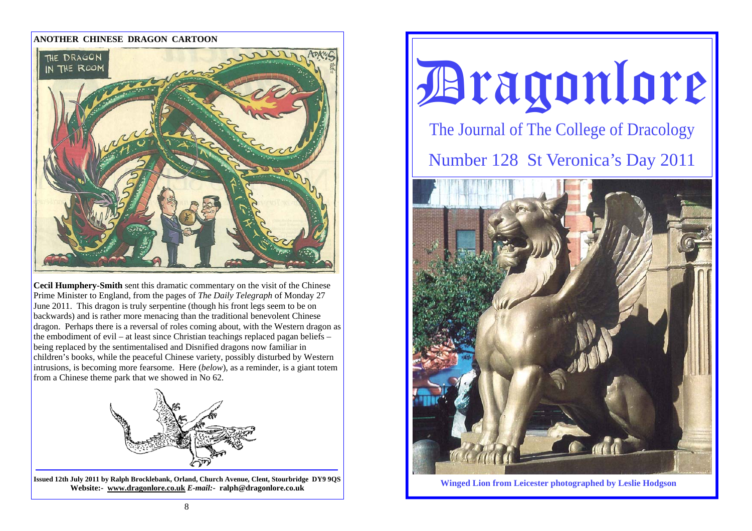## ANOTHER CHINESE DRAGON CARTOON

**Cecil Humphery-Smith** sent this dramatic commentary on the visit of the Chinese Prime Minister to England, from the pages of *The Daily Telegraph* of Monday 27 June 2011. This dragon is truly serpentine (though his front legs seem to be on backwards) and is rather more menacing than the traditional benevolent Chinese dragon. Perhaps there is a reversal of roles coming about, with the Western dragon as the embodiment of evil – at least since Christian teachings replaced pagan beliefs – being replaced by the sentimentalised and Disnified dragons now familiar in children's books, while the peaceful Chinese variety, possibly disturbed by Western intrusions, is becoming more fearsome. Here (*below*), as a reminder, is a giant totem from a Chinese theme park that we showed in No 62.

**Issued 12th July 2011 by Ralph Brocklebank, Orland, Church Avenue, Clent, Stourbridge DY9 9QS**
**Website:- www.dragonlore.co.uk *E-mail:-* ralph@dragonlore.co.uk**

# Dragonlore

The Journal of The College of Dracology

Number 128 St Veronica's Day 2011

**Winged Lion from Leicester photographed by Leslie Hodgson**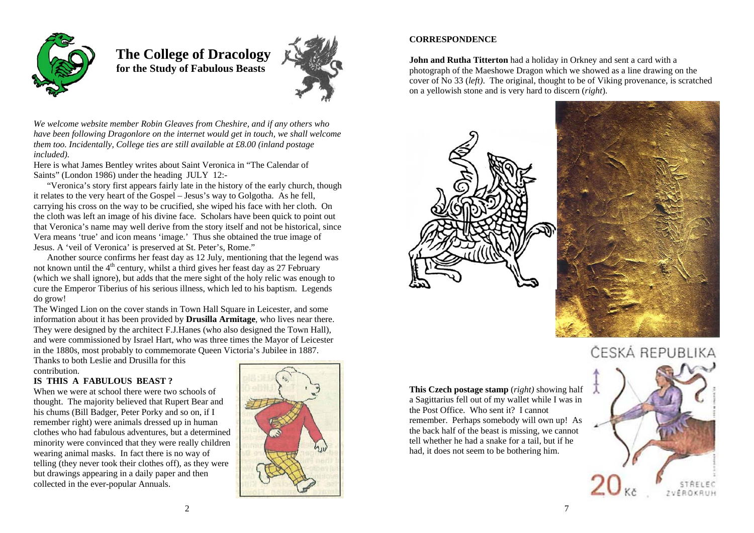# The College of Dracology
**for the Study of Fabulous Beasts**

*We welcome website member Robin Gleaves from Cheshire, and if any others who have been following Dragonlore on the internet would get in touch, we shall welcome them too. Incidentally, College ties are still available at £8.00 (inland postage included).*

Here is what James Bentley writes about Saint Veronica in "The Calendar of Saints" (London 1986) under the heading JULY 12:-

"Veronica's story first appears fairly late in the history of the early church, though it relates to the very heart of the Gospel – Jesus's way to Golgotha. As he fell, carrying his cross on the way to be crucified, she wiped his face with her cloth. On the cloth was left an image of his divine face. Scholars have been quick to point out that Veronica's name may well derive from the story itself and not be historical, since Vera means 'true' and icon means 'image.' Thus she obtained the true image of Jesus. A 'veil of Veronica' is preserved at St. Peter's, Rome."

Another source confirms her feast day as 12 July, mentioning that the legend was not known until the 4th century, whilst a third gives her feast day as 27 February (which we shall ignore), but adds that the mere sight of the holy relic was enough to cure the Emperor Tiberius of his serious illness, which led to his baptism. Legends do grow!

The Winged Lion on the cover stands in Town Hall Square in Leicester, and some information about it has been provided by **Drusilla Armitage**, who lives near there. They were designed by the architect F.J.Hanes (who also designed the Town Hall), and were commissioned by Israel Hart, who was three times the Mayor of Leicester in the 1880s, most probably to commemorate Queen Victoria's Jubilee in 1887. Thanks to both Leslie and Drusilla for this contribution.

**IS THIS A FABULOUS BEAST ?**

When we were at school there were two schools of thought. The majority believed that Rupert Bear and his chums (Bill Badger, Peter Porky and so on, if I remember right) were animals dressed up in human clothes who had fabulous adventures, but a determined minority were convinced that they were really children wearing animal masks. In fact there is no way of telling (they never took their clothes off), as they were but drawings appearing in a daily paper and then collected in the ever-popular Annuals.

**CORRESPONDENCE**

**John and Rutha Titterton** had a holiday in Orkney and sent a card with a photograph of the Maeshowe Dragon which we showed as a line drawing on the cover of No 33 (*left*). The original, thought to be of Viking provenance, is scratched on a yellowish stone and is very hard to discern (*right*).

**This Czech postage stamp** (*right)* showing half a Sagittarius fell out of my wallet while I was in the Post Office. Who sent it? I cannot remember. Perhaps somebody will own up! As the back half of the beast is missing, we cannot tell whether he had a snake for a tail, but if he had, it does not seem to be bothering him.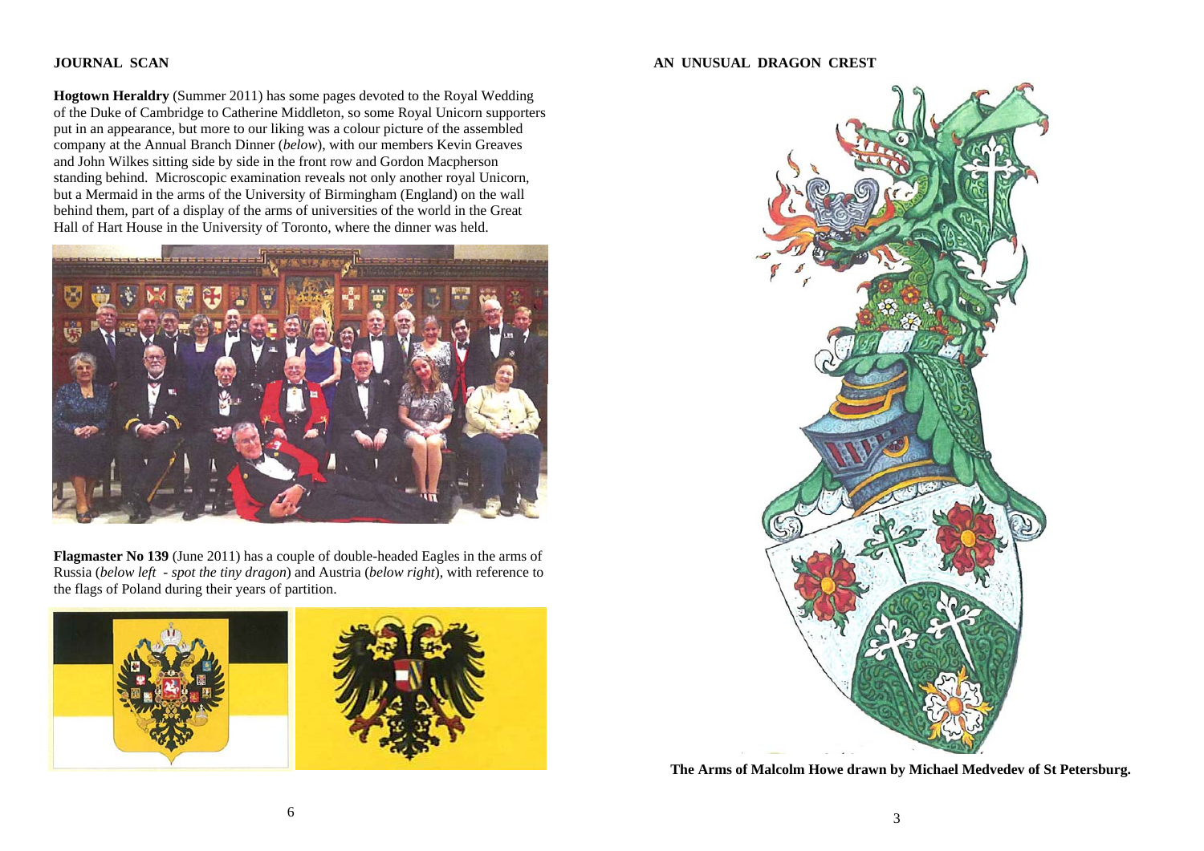## JOURNAL SCAN

**Hogtown Heraldry** (Summer 2011) has some pages devoted to the Royal Wedding of the Duke of Cambridge to Catherine Middleton, so some Royal Unicorn supporters put in an appearance, but more to our liking was a colour picture of the assembled company at the Annual Branch Dinner (*below*), with our members Kevin Greaves and John Wilkes sitting side by side in the front row and Gordon Macpherson standing behind. Microscopic examination reveals not only another royal Unicorn, but a Mermaid in the arms of the University of Birmingham (England) on the wall behind them, part of a display of the arms of universities of the world in the Great Hall of Hart House in the University of Toronto, where the dinner was held.

**Flagmaster No 139** (June 2011) has a couple of double-headed Eagles in the arms of Russia (*below left - spot the tiny dragon*) and Austria (*below right*), with reference to the flags of Poland during their years of partition.

## AN UNUSUAL DRAGON CREST

**The Arms of Malcolm Howe drawn by Michael Medvedev of St Petersburg.**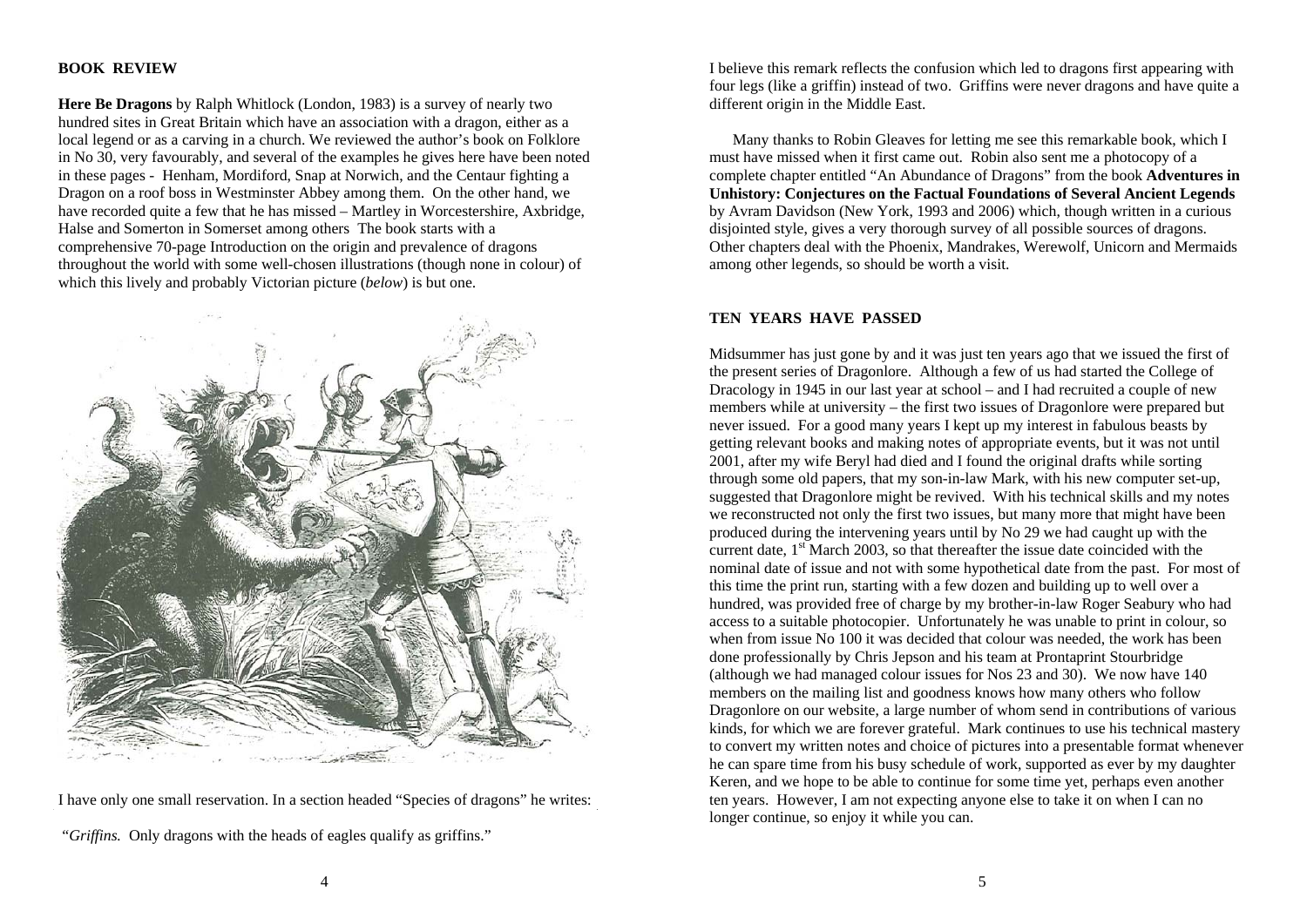## BOOK REVIEW

**Here Be Dragons** by Ralph Whitlock (London, 1983) is a survey of nearly two hundred sites in Great Britain which have an association with a dragon, either as a local legend or as a carving in a church. We reviewed the author's book on Folklore in No 30, very favourably, and several of the examples he gives here have been noted in these pages - Henham, Mordiford, Snap at Norwich, and the Centaur fighting a Dragon on a roof boss in Westminster Abbey among them. On the other hand, we have recorded quite a few that he has missed – Martley in Worcestershire, Axbridge, Halse and Somerton in Somerset among others The book starts with a comprehensive 70-page Introduction on the origin and prevalence of dragons throughout the world with some well-chosen illustrations (though none in colour) of which this lively and probably Victorian picture (*below*) is but one.

I have only one small reservation. In a section headed "Species of dragons" he writes:

"*Griffins.* Only dragons with the heads of eagles qualify as griffins."

I believe this remark reflects the confusion which led to dragons first appearing with four legs (like a griffin) instead of two. Griffins were never dragons and have quite a different origin in the Middle East.

Many thanks to Robin Gleaves for letting me see this remarkable book, which I must have missed when it first came out. Robin also sent me a photocopy of a complete chapter entitled "An Abundance of Dragons" from the book **Adventures in Unhistory: Conjectures on the Factual Foundations of Several Ancient Legends** by Avram Davidson (New York, 1993 and 2006) which, though written in a curious disjointed style, gives a very thorough survey of all possible sources of dragons. Other chapters deal with the Phoenix, Mandrakes, Werewolf, Unicorn and Mermaids among other legends, so should be worth a visit.

## TEN YEARS HAVE PASSED

Midsummer has just gone by and it was just ten years ago that we issued the first of the present series of Dragonlore. Although a few of us had started the College of Dracology in 1945 in our last year at school – and I had recruited a couple of new members while at university – the first two issues of Dragonlore were prepared but never issued. For a good many years I kept up my interest in fabulous beasts by getting relevant books and making notes of appropriate events, but it was not until 2001, after my wife Beryl had died and I found the original drafts while sorting through some old papers, that my son-in-law Mark, with his new computer set-up, suggested that Dragonlore might be revived. With his technical skills and my notes we reconstructed not only the first two issues, but many more that might have been produced during the intervening years until by No 29 we had caught up with the current date, 1st March 2003, so that thereafter the issue date coincided with the nominal date of issue and not with some hypothetical date from the past. For most of this time the print run, starting with a few dozen and building up to well over a hundred, was provided free of charge by my brother-in-law Roger Seabury who had access to a suitable photocopier. Unfortunately he was unable to print in colour, so when from issue No 100 it was decided that colour was needed, the work has been done professionally by Chris Jepson and his team at Prontaprint Stourbridge (although we had managed colour issues for Nos 23 and 30). We now have 140 members on the mailing list and goodness knows how many others who follow Dragonlore on our website, a large number of whom send in contributions of various kinds, for which we are forever grateful. Mark continues to use his technical mastery to convert my written notes and choice of pictures into a presentable format whenever he can spare time from his busy schedule of work, supported as ever by my daughter Keren, and we hope to be able to continue for some time yet, perhaps even another ten years. However, I am not expecting anyone else to take it on when I can no longer continue, so enjoy it while you can.